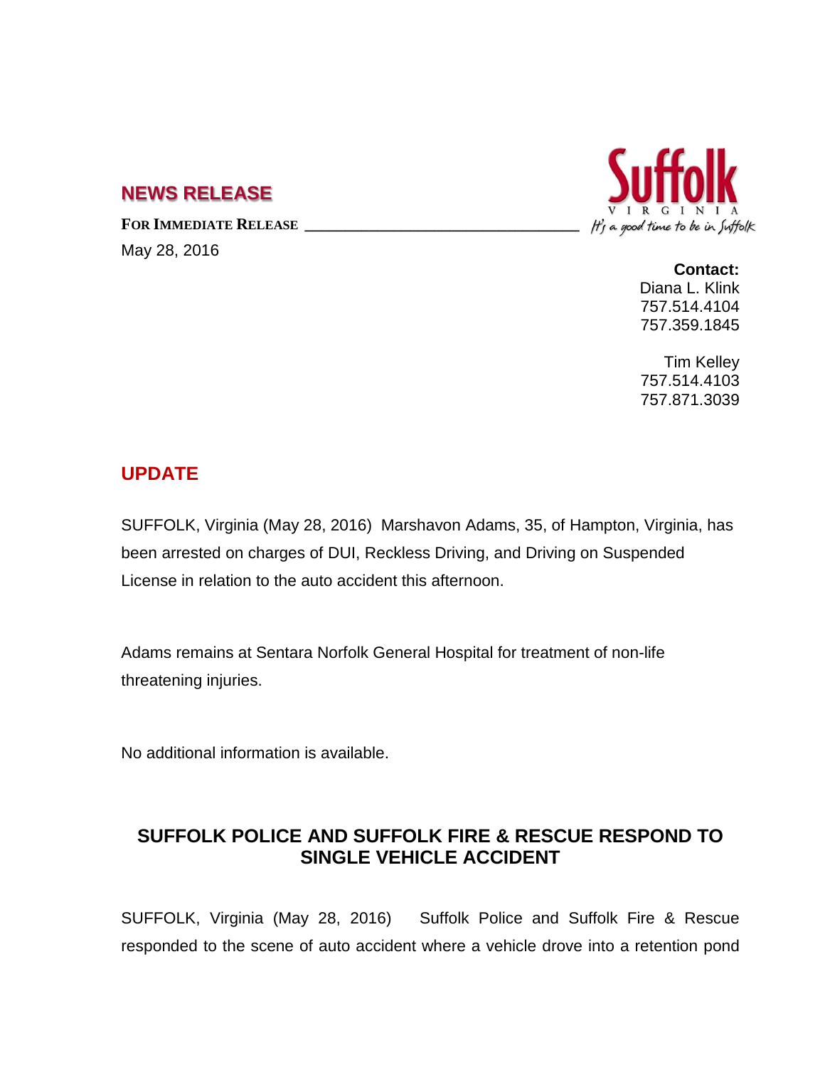## NEWS RELEASE

**FOR IMMEDIATE RELEASE**

May 28, 2016

**Contact:**
Diana L. Klink
757.514.4104
757.359.1845

Tim Kelley
757.514.4103
757.871.3039

## UPDATE

SUFFOLK, Virginia (May 28, 2016) Marshavon Adams, 35, of Hampton, Virginia, has been arrested on charges of DUI, Reckless Driving, and Driving on Suspended License in relation to the auto accident this afternoon.

Adams remains at Sentara Norfolk General Hospital for treatment of non-life threatening injuries.

No additional information is available.

## SUFFOLK POLICE AND SUFFOLK FIRE & RESCUE RESPOND TO SINGLE VEHICLE ACCIDENT

SUFFOLK, Virginia (May 28, 2016) Suffolk Police and Suffolk Fire & Rescue responded to the scene of auto accident where a vehicle drove into a retention pond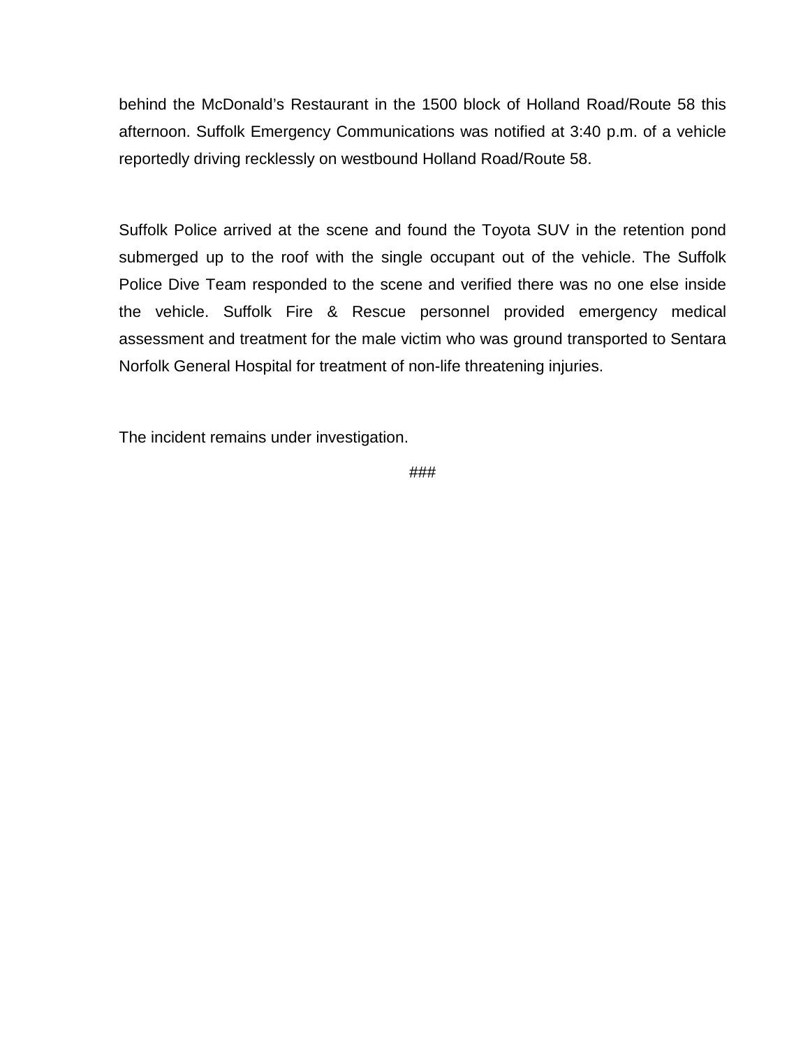behind the McDonald's Restaurant in the 1500 block of Holland Road/Route 58 this afternoon. Suffolk Emergency Communications was notified at 3:40 p.m. of a vehicle reportedly driving recklessly on westbound Holland Road/Route 58.

Suffolk Police arrived at the scene and found the Toyota SUV in the retention pond submerged up to the roof with the single occupant out of the vehicle. The Suffolk Police Dive Team responded to the scene and verified there was no one else inside the vehicle. Suffolk Fire & Rescue personnel provided emergency medical assessment and treatment for the male victim who was ground transported to Sentara Norfolk General Hospital for treatment of non-life threatening injuries.

The incident remains under investigation.

###